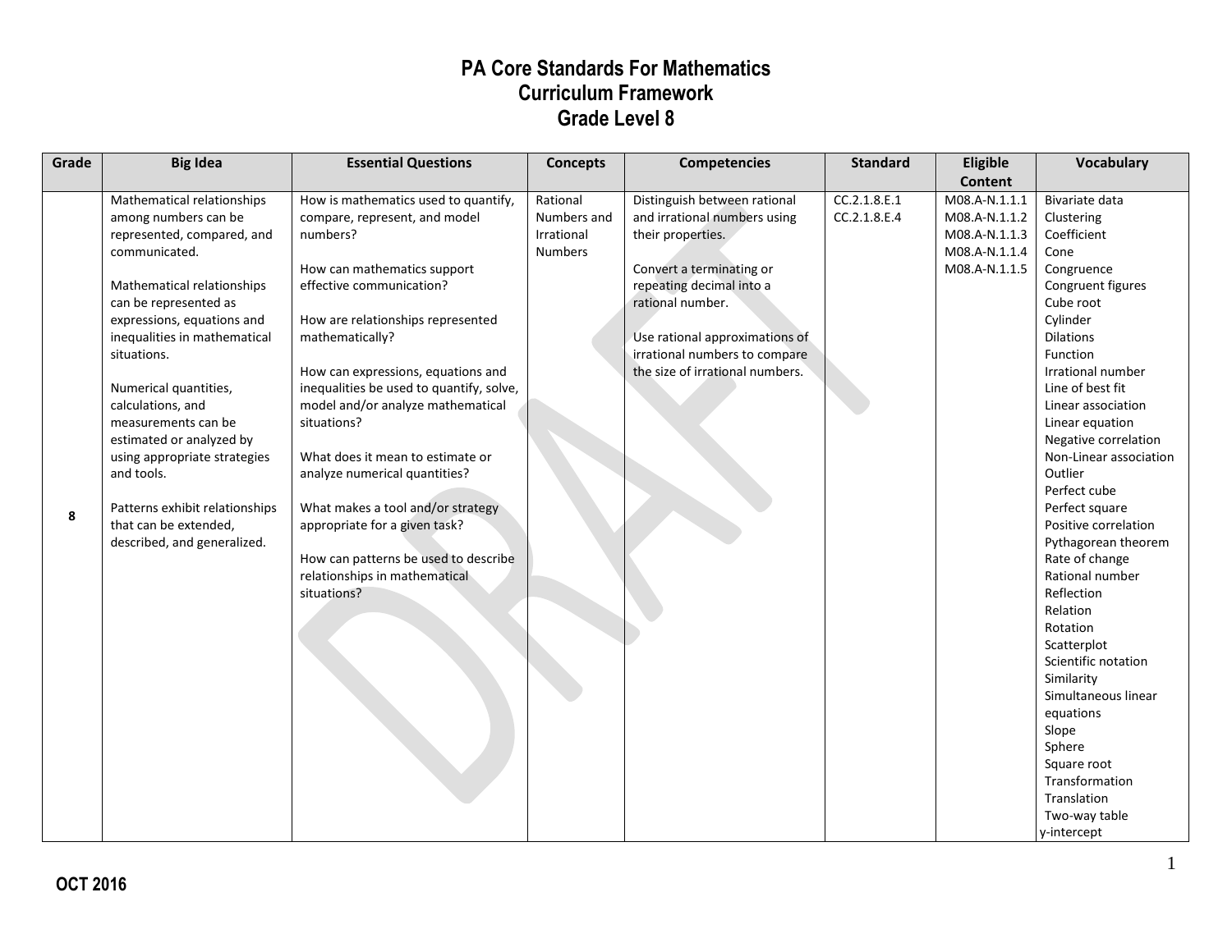# PA Core Standards For Mathematics
## Curriculum Framework
## Grade Level 8

| Grade | Big Idea | Essential Questions | Concepts | Competencies | Standard | Eligible Content | Vocabulary |
|---|---|---|---|---|---|---|---|
| 8 | Mathematical relationships among numbers can be represented, compared, and communicated.<br><br>Mathematical relationships can be represented as expressions, equations and inequalities in mathematical situations.<br><br>Numerical quantities, calculations, and measurements can be estimated or analyzed by using appropriate strategies and tools.<br><br>Patterns exhibit relationships that can be extended, described, and generalized. | How is mathematics used to quantify, compare, represent, and model numbers?<br><br>How can mathematics support effective communication?<br><br>How are relationships represented mathematically?<br><br>How can expressions, equations and inequalities be used to quantify, solve, model and/or analyze mathematical situations?<br><br>What does it mean to estimate or analyze numerical quantities?<br><br>What makes a tool and/or strategy appropriate for a given task?<br><br>How can patterns be used to describe relationships in mathematical situations? | Rational Numbers and Irrational Numbers | Distinguish between rational and irrational numbers using their properties.<br><br>Convert a terminating or repeating decimal into a rational number.<br><br>Use rational approximations of irrational numbers to compare the size of irrational numbers. | CC.2.1.8.E.1<br>CC.2.1.8.E.4 | M08.A-N.1.1.1<br>M08.A-N.1.1.2<br>M08.A-N.1.1.3<br>M08.A-N.1.1.4<br>M08.A-N.1.1.5 | Bivariate data<br>Clustering<br>Coefficient<br>Cone<br>Congruence<br>Congruent figures<br>Cube root<br>Cylinder<br>Dilations<br>Function<br>Irrational number<br>Line of best fit<br>Linear association<br>Linear equation<br>Negative correlation<br>Non-Linear association<br>Outlier<br>Perfect cube<br>Perfect square<br>Positive correlation<br>Pythagorean theorem<br>Rate of change<br>Rational number<br>Reflection<br>Relation<br>Rotation<br>Scatterplot<br>Scientific notation<br>Similarity<br>Simultaneous linear equations<br>Slope<br>Sphere<br>Square root<br>Transformation<br>Translation<br>Two-way table<br>y-intercept |

OCT 2016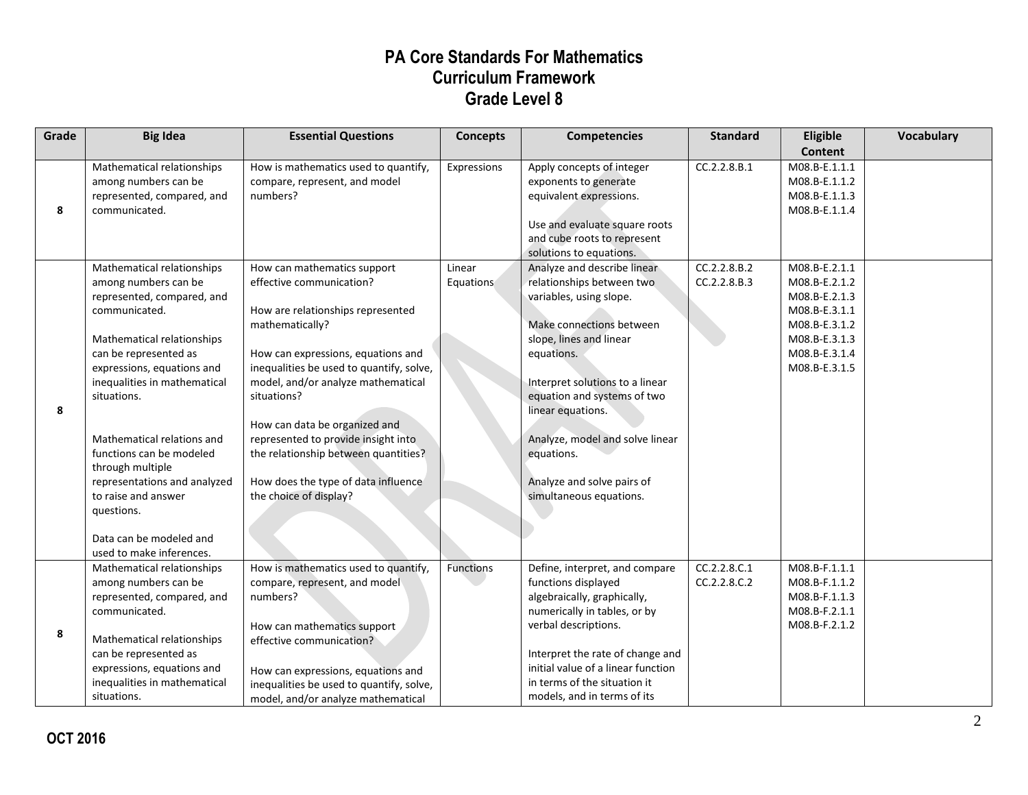# PA Core Standards For Mathematics
## Curriculum Framework
## Grade Level 8

| Grade | Big Idea | Essential Questions | Concepts | Competencies | Standard | Eligible Content | Vocabulary |
|---|---|---|---|---|---|---|---|
| 8 | Mathematical relationships among numbers can be represented, compared, and communicated. | How is mathematics used to quantify, compare, represent, and model numbers? | Expressions | Apply concepts of integer exponents to generate equivalent expressions.<br><br>Use and evaluate square roots and cube roots to represent solutions to equations. | CC.2.2.8.B.1 | M08.B-E.1.1.1<br>M08.B-E.1.1.2<br>M08.B-E.1.1.3<br>M08.B-E.1.1.4 | |
| 8 | Mathematical relationships among numbers can be represented, compared, and communicated.<br><br>Mathematical relationships can be represented as expressions, equations and inequalities in mathematical situations.<br><br>Mathematical relations and functions can be modeled through multiple representations and analyzed to raise and answer questions.<br><br>Data can be modeled and used to make inferences. | How can mathematics support effective communication?<br><br>How are relationships represented mathematically?<br><br>How can expressions, equations and inequalities be used to quantify, solve, model, and/or analyze mathematical situations?<br><br>How can data be organized and represented to provide insight into the relationship between quantities?<br><br>How does the type of data influence the choice of display? | Linear Equations | Analyze and describe linear relationships between two variables, using slope.<br><br>Make connections between slope, lines and linear equations.<br><br>Interpret solutions to a linear equation and systems of two linear equations.<br><br>Analyze, model and solve linear equations.<br><br>Analyze and solve pairs of simultaneous equations. | CC.2.2.8.B.2<br>CC.2.2.8.B.3 | M08.B-E.2.1.1<br>M08.B-E.2.1.2<br>M08.B-E.2.1.3<br>M08.B-E.3.1.1<br>M08.B-E.3.1.2<br>M08.B-E.3.1.3<br>M08.B-E.3.1.4<br>M08.B-E.3.1.5 | |
| 8 | Mathematical relationships among numbers can be represented, compared, and communicated.<br><br>Mathematical relationships can be represented as expressions, equations and inequalities in mathematical situations. | How is mathematics used to quantify, compare, represent, and model numbers?<br><br>How can mathematics support effective communication?<br><br>How can expressions, equations and inequalities be used to quantify, solve, model, and/or analyze mathematical | Functions | Define, interpret, and compare functions displayed algebraically, graphically, numerically in tables, or by verbal descriptions.<br><br>Interpret the rate of change and initial value of a linear function in terms of the situation it models, and in terms of its | CC.2.2.8.C.1<br>CC.2.2.8.C.2 | M08.B-F.1.1.1<br>M08.B-F.1.1.2<br>M08.B-F.1.1.3<br>M08.B-F.2.1.1<br>M08.B-F.2.1.2 | |

OCT 2016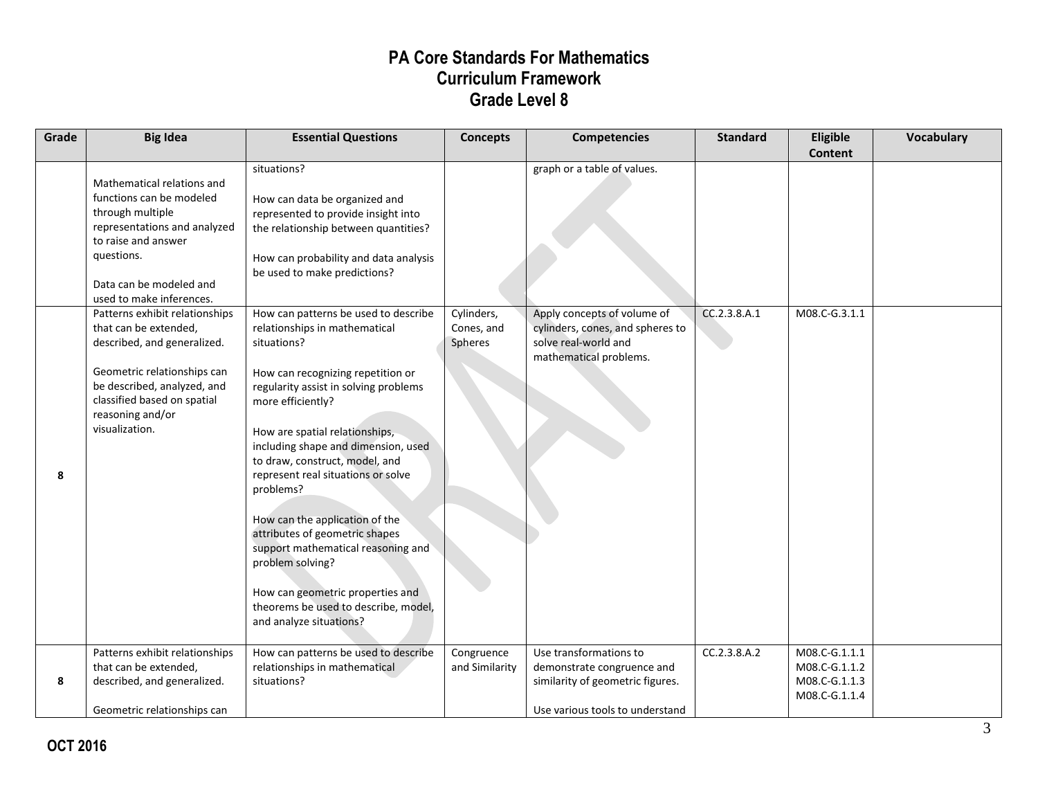# PA Core Standards For Mathematics
## Curriculum Framework
## Grade Level 8

| Grade | Big Idea | Essential Questions | Concepts | Competencies | Standard | Eligible Content | Vocabulary |
|---|---|---|---|---|---|---|---|
| | Mathematical relations and functions can be modeled through multiple representations and analyzed to raise and answer questions.<br><br>Data can be modeled and used to make inferences. | situations?<br><br>How can data be organized and represented to provide insight into the relationship between quantities?<br><br>How can probability and data analysis be used to make predictions? | | graph or a table of values. | | | |
| 8 | Patterns exhibit relationships that can be extended, described, and generalized.<br><br>Geometric relationships can be described, analyzed, and classified based on spatial reasoning and/or visualization. | How can patterns be used to describe relationships in mathematical situations?<br><br>How can recognizing repetition or regularity assist in solving problems more efficiently?<br><br>How are spatial relationships, including shape and dimension, used to draw, construct, model, and represent real situations or solve problems?<br><br>How can the application of the attributes of geometric shapes support mathematical reasoning and problem solving?<br><br>How can geometric properties and theorems be used to describe, model, and analyze situations? | Cylinders, Cones, and Spheres | Apply concepts of volume of cylinders, cones, and spheres to solve real-world and mathematical problems. | CC.2.3.8.A.1 | M08.C-G.3.1.1 | |
| 8 | Patterns exhibit relationships that can be extended, described, and generalized.<br><br>Geometric relationships can | How can patterns be used to describe relationships in mathematical situations? | Congruence and Similarity | Use transformations to demonstrate congruence and similarity of geometric figures.<br><br>Use various tools to understand | CC.2.3.8.A.2 | M08.C-G.1.1.1<br>M08.C-G.1.1.2<br>M08.C-G.1.1.3<br>M08.C-G.1.1.4 | |

OCT 2016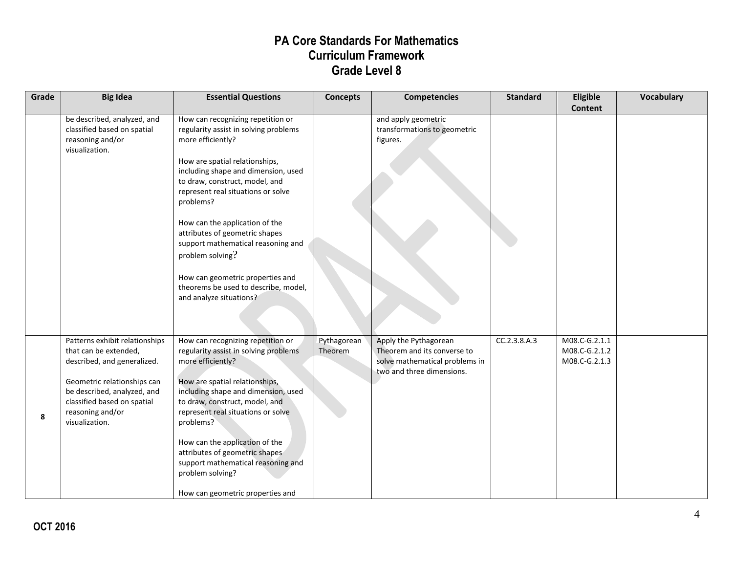# PA Core Standards For Mathematics
# Curriculum Framework
# Grade Level 8

| Grade | Big Idea | Essential Questions | Concepts | Competencies | Standard | Eligible Content | Vocabulary |
|---|---|---|---|---|---|---|---|
| | be described, analyzed, and classified based on spatial reasoning and/or visualization. | How can recognizing repetition or regularity assist in solving problems more efficiently?<br><br>How are spatial relationships, including shape and dimension, used to draw, construct, model, and represent real situations or solve problems?<br><br>How can the application of the attributes of geometric shapes support mathematical reasoning and problem solving?<br><br>How can geometric properties and theorems be used to describe, model, and analyze situations? | | and apply geometric transformations to geometric figures. | | | |
| 8 | Patterns exhibit relationships that can be extended, described, and generalized.<br><br>Geometric relationships can be described, analyzed, and classified based on spatial reasoning and/or visualization. | How can recognizing repetition or regularity assist in solving problems more efficiently?<br><br>How are spatial relationships, including shape and dimension, used to draw, construct, model, and represent real situations or solve problems?<br><br>How can the application of the attributes of geometric shapes support mathematical reasoning and problem solving?<br><br>How can geometric properties and | Pythagorean Theorem | Apply the Pythagorean Theorem and its converse to solve mathematical problems in two and three dimensions. | CC.2.3.8.A.3 | M08.C-G.2.1.1<br>M08.C-G.2.1.2<br>M08.C-G.2.1.3 | |

OCT 2016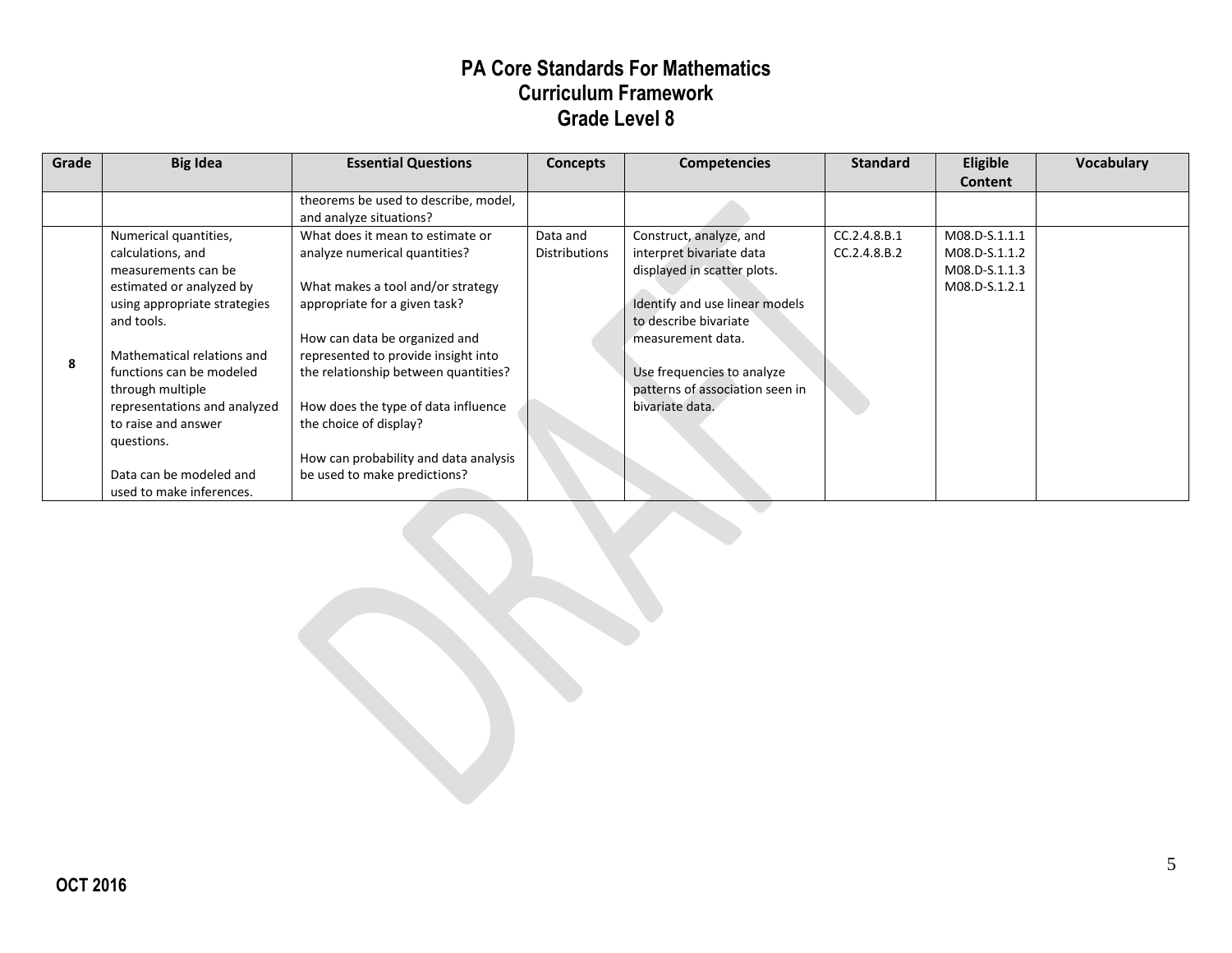# PA Core Standards For Mathematics
## Curriculum Framework
## Grade Level 8

| Grade | Big Idea | Essential Questions | Concepts | Competencies | Standard | Eligible Content | Vocabulary |
|---|---|---|---|---|---|---|---|
| | | theorems be used to describe, model, and analyze situations? | | | | | |
| 8 | Numerical quantities, calculations, and measurements can be estimated or analyzed by using appropriate strategies and tools.<br><br>Mathematical relations and functions can be modeled through multiple representations and analyzed to raise and answer questions.<br><br>Data can be modeled and used to make inferences. | What does it mean to estimate or analyze numerical quantities?<br><br>What makes a tool and/or strategy appropriate for a given task?<br><br>How can data be organized and represented to provide insight into the relationship between quantities?<br><br>How does the type of data influence the choice of display?<br><br>How can probability and data analysis be used to make predictions? | Data and Distributions | Construct, analyze, and interpret bivariate data displayed in scatter plots.<br><br>Identify and use linear models to describe bivariate measurement data.<br><br>Use frequencies to analyze patterns of association seen in bivariate data. | CC.2.4.8.B.1<br>CC.2.4.8.B.2 | M08.D-S.1.1.1<br>M08.D-S.1.1.2<br>M08.D-S.1.1.3<br>M08.D-S.1.2.1 | |

OCT 2016